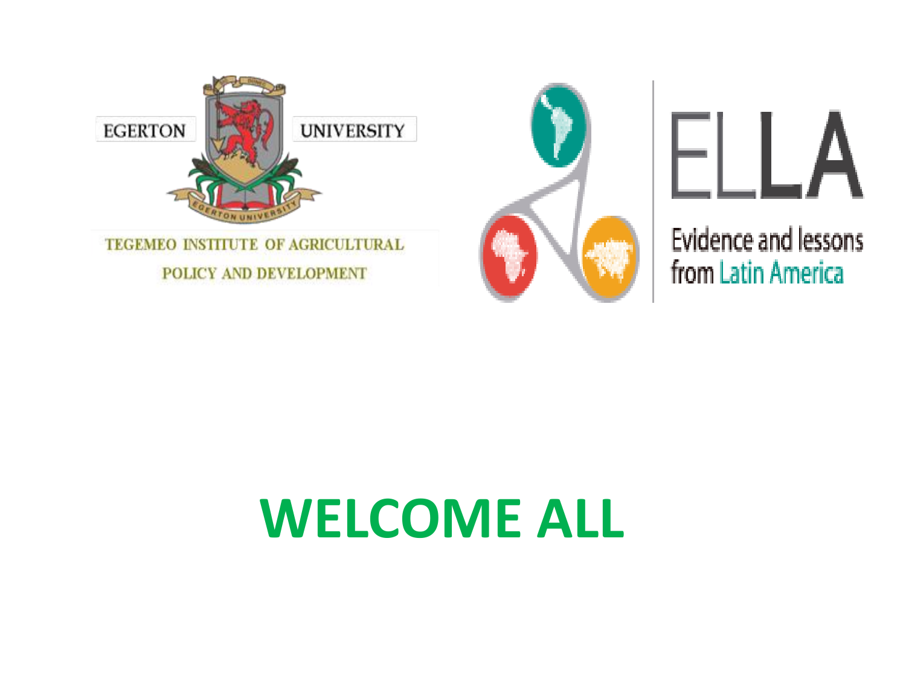EGERTON UNIVERSITY

TEGEMEO INSTITUTE OF AGRICULTURAL POLICY AND DEVELOPMENT

ELLA

Evidence and lessons from Latin America

# WELCOME ALL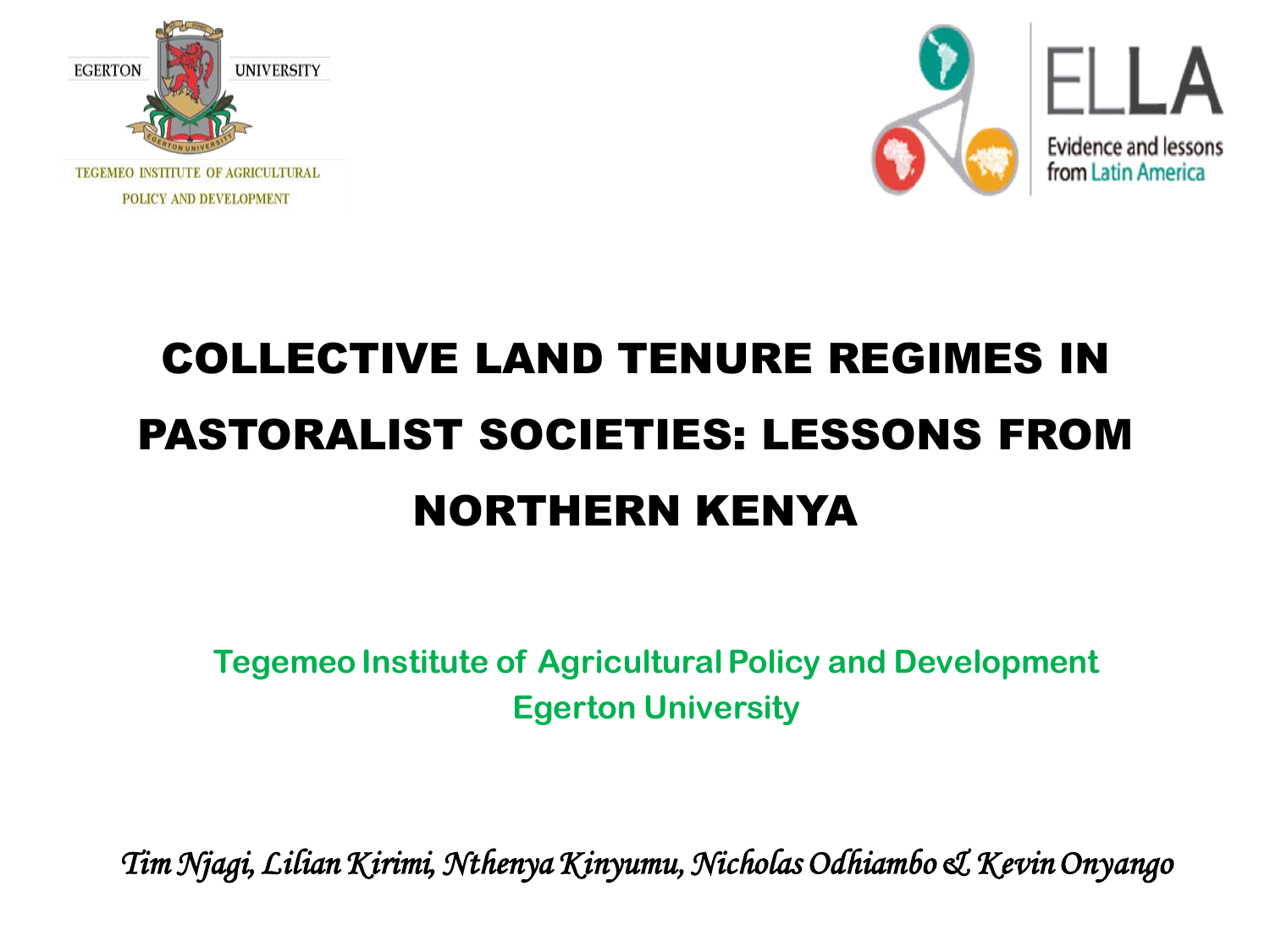EGERTON UNIVERSITY

TEGEMEO INSTITUTE OF AGRICULTURAL POLICY AND DEVELOPMENT

ELLA

Evidence and lessons from Latin America

# COLLECTIVE LAND TENURE REGIMES IN PASTORALIST SOCIETIES: LESSONS FROM NORTHERN KENYA

**Tegemeo Institute of Agricultural Policy and Development**
**Egerton University**

*Tim Njagi, Lilian Kirimi, Nthenya Kinyumu, Nicholas Odhiambo & Kevin Onyango*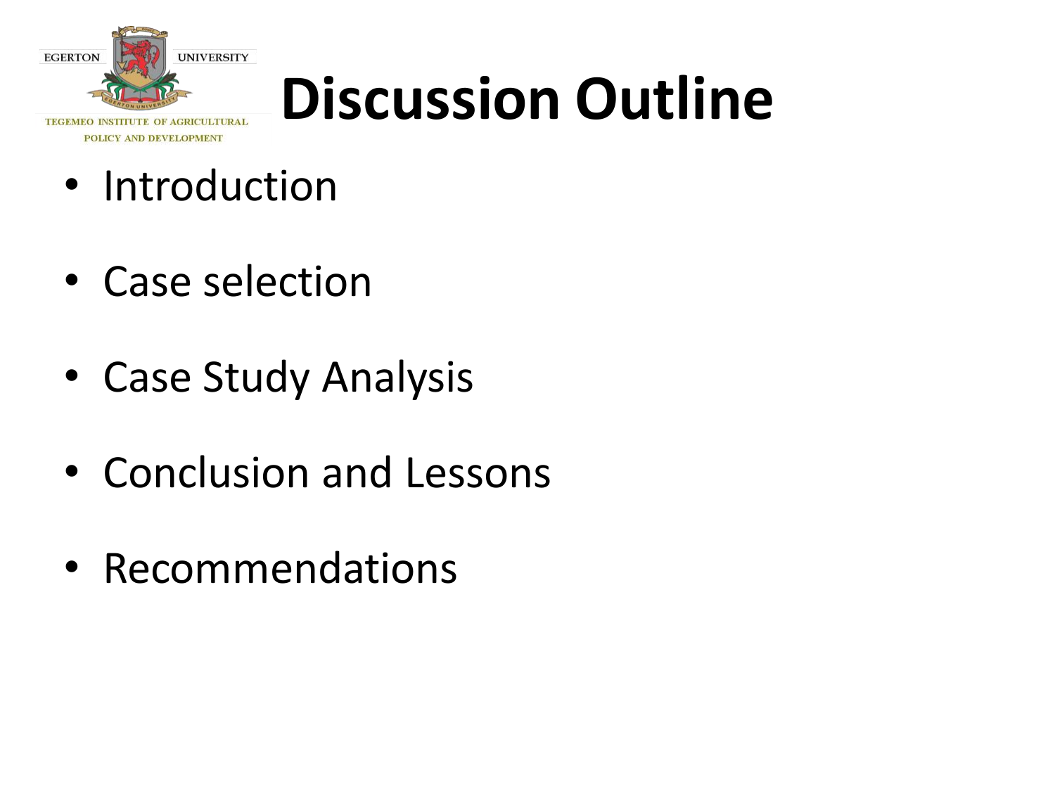# Discussion Outline

- Introduction
- Case selection
- Case Study Analysis
- Conclusion and Lessons
- Recommendations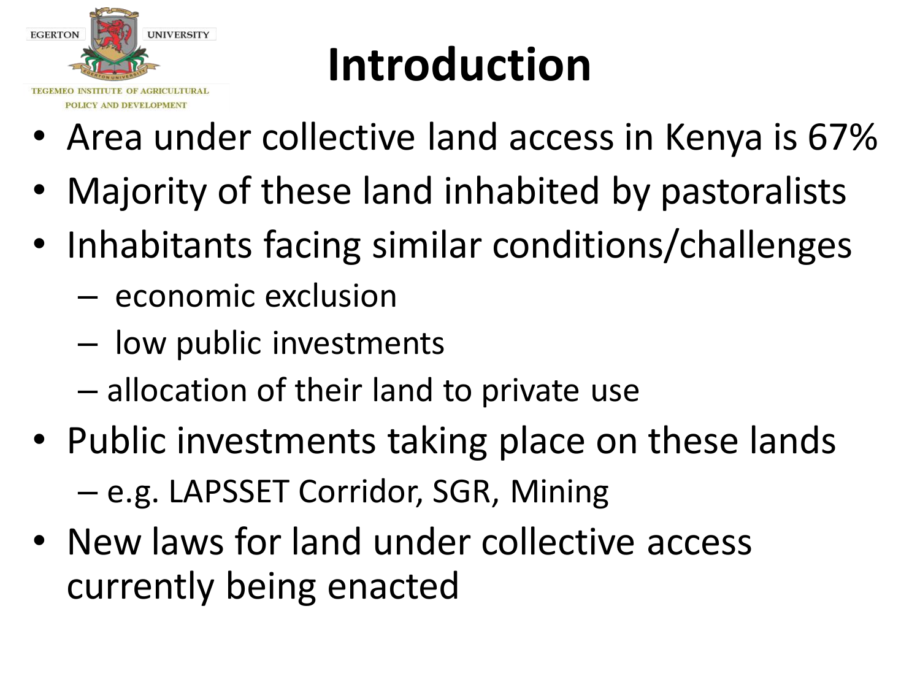# Introduction

- Area under collective land access in Kenya is 67%
- Majority of these land inhabited by pastoralists
- Inhabitants facing similar conditions/challenges
  - economic exclusion
  - low public investments
  - allocation of their land to private use
- Public investments taking place on these lands
  - e.g. LAPSSET Corridor, SGR, Mining
- New laws for land under collective access currently being enacted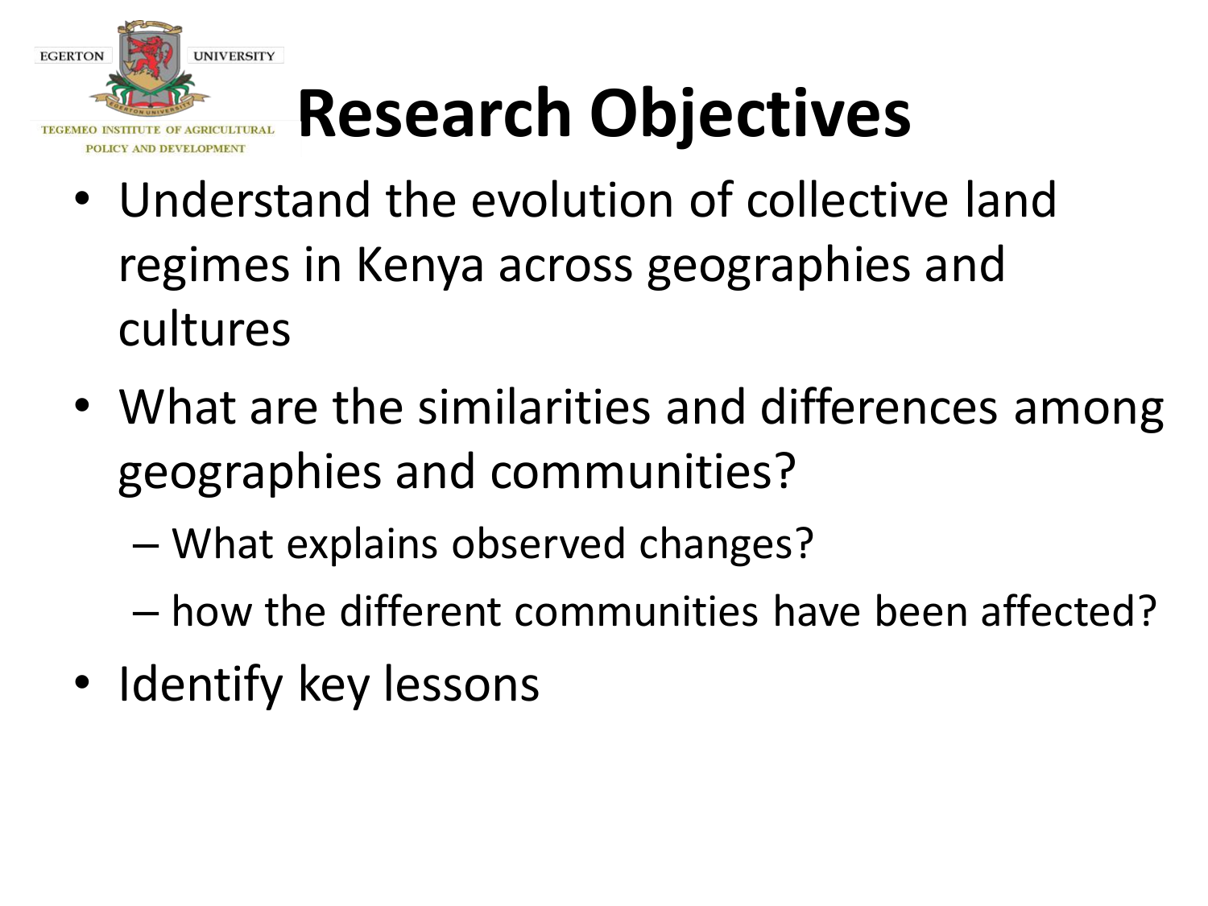# Research Objectives

- Understand the evolution of collective land regimes in Kenya across geographies and cultures
- What are the similarities and differences among geographies and communities?
  - What explains observed changes?
  - how the different communities have been affected?
- Identify key lessons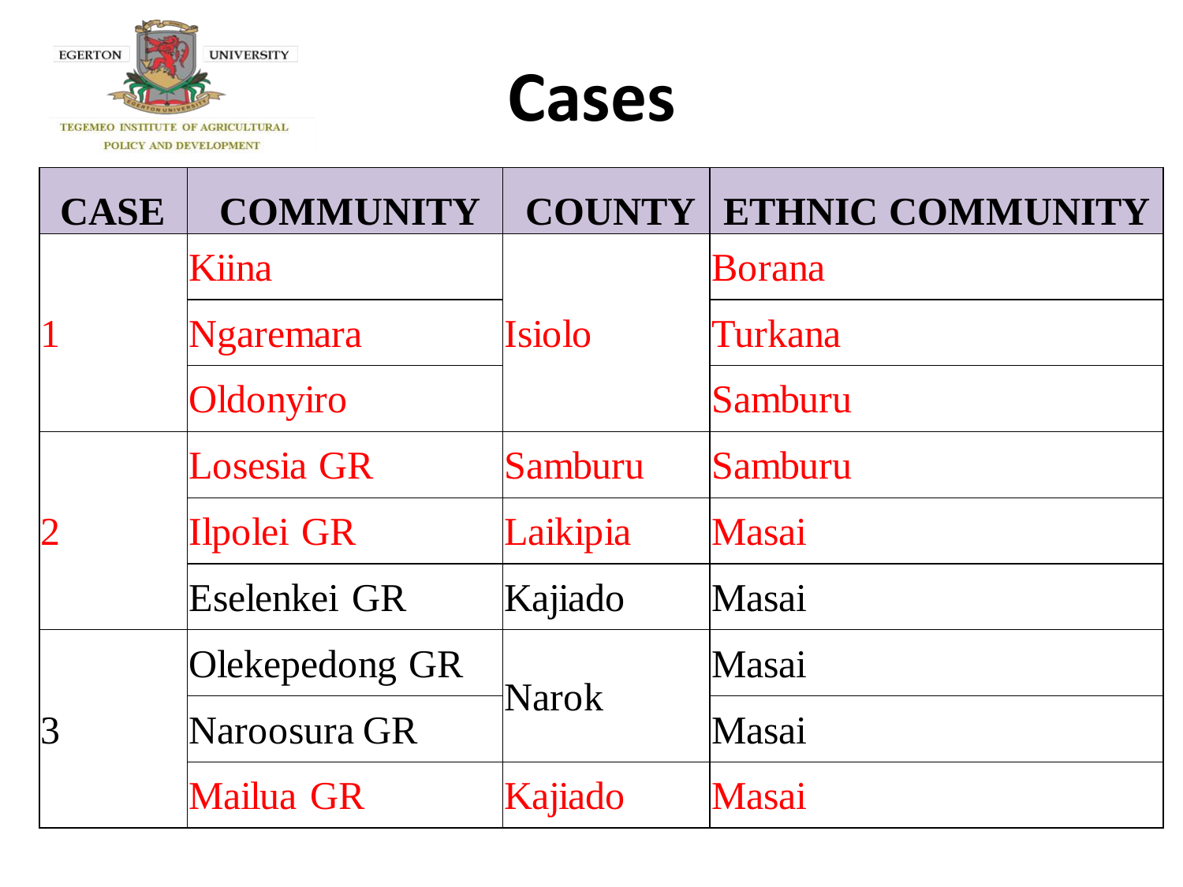EGERTON UNIVERSITY

TEGEMEO INSTITUTE OF AGRICULTURAL POLICY AND DEVELOPMENT

# Cases

| CASE | COMMUNITY | COUNTY | ETHNIC COMMUNITY |
|---|---|---|---|
| 1 | Kiina | Isiolo | Borana |
| | Ngaremara | | Turkana |
| | Oldonyiro | | Samburu |
| 2 | Losesia GR | Samburu | Samburu |
| | Ilpolei GR | Laikipia | Masai |
| | Eselenkei GR | Kajiado | Masai |
| 3 | Olekepedong GR | Narok | Masai |
| | Naroosura GR | | Masai |
| | Mailua GR | Kajiado | Masai |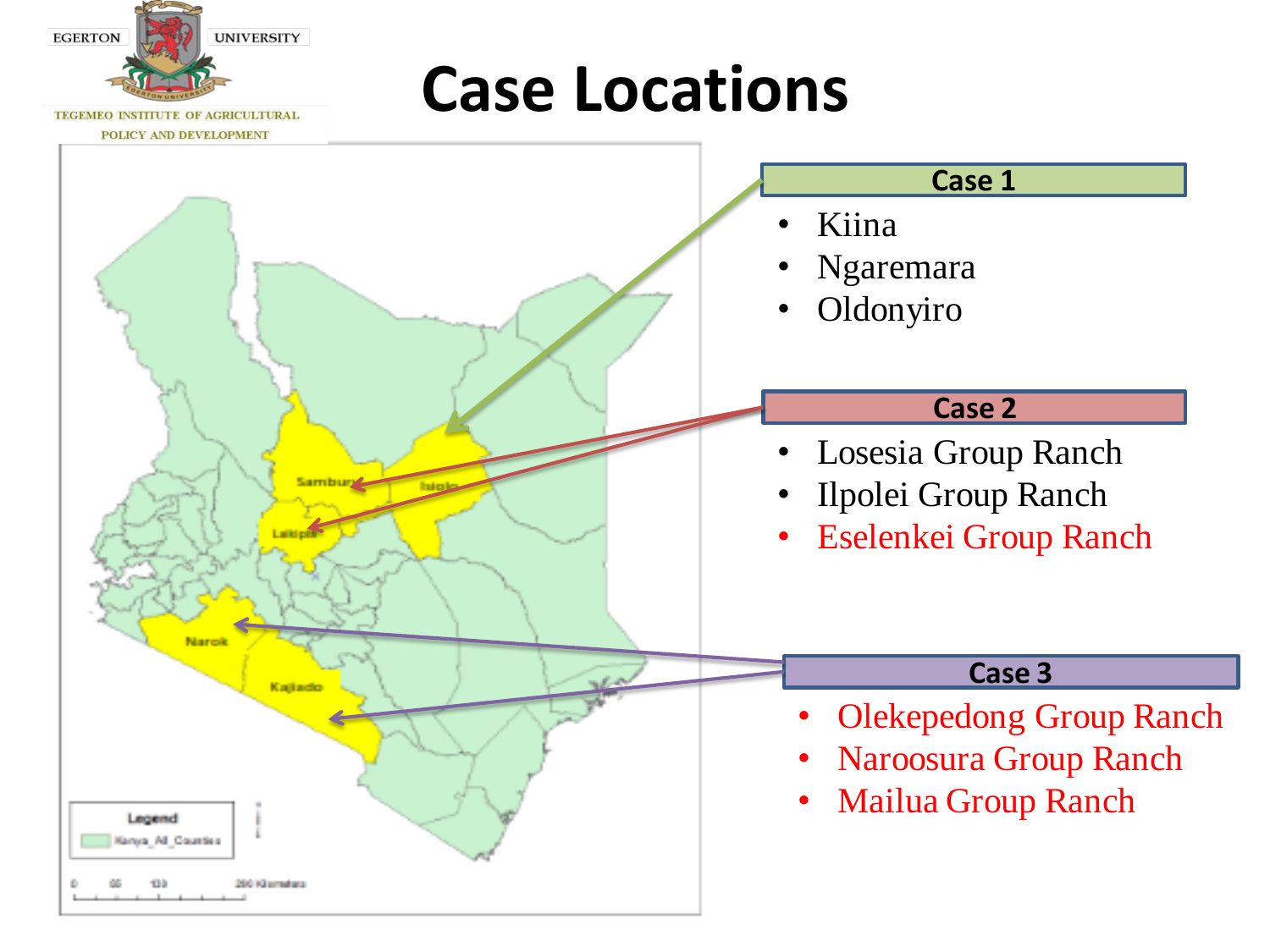# Case Locations

**Case 1**

- Kiina
- Ngaremara
- Oldonyiro

**Case 2**

- Losesia Group Ranch
- Ilpolei Group Ranch
- Eselenkei Group Ranch

**Case 3**

- Olekepedong Group Ranch
- Naroosura Group Ranch
- Mailua Group Ranch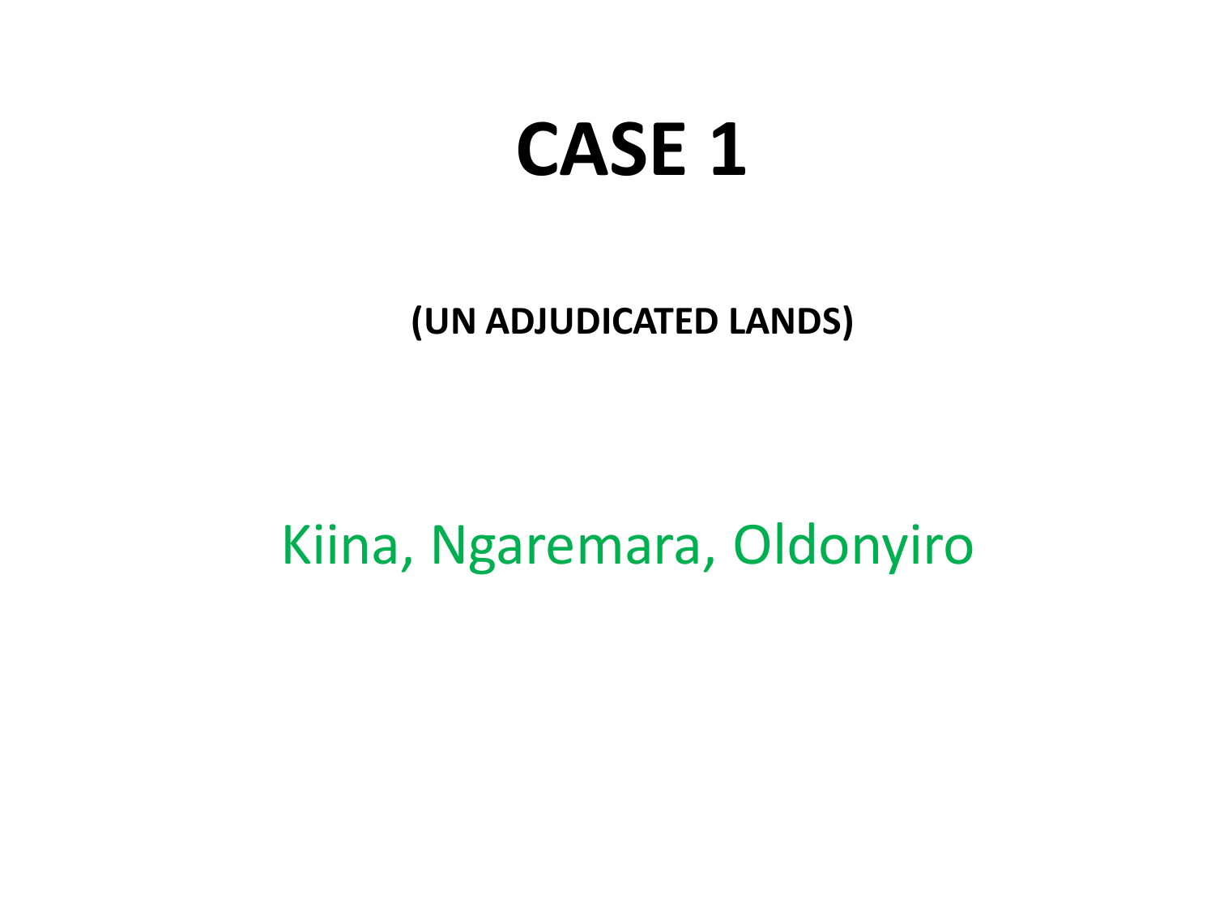# CASE 1

**(UN ADJUDICATED LANDS)**

Kiina, Ngaremara, Oldonyiro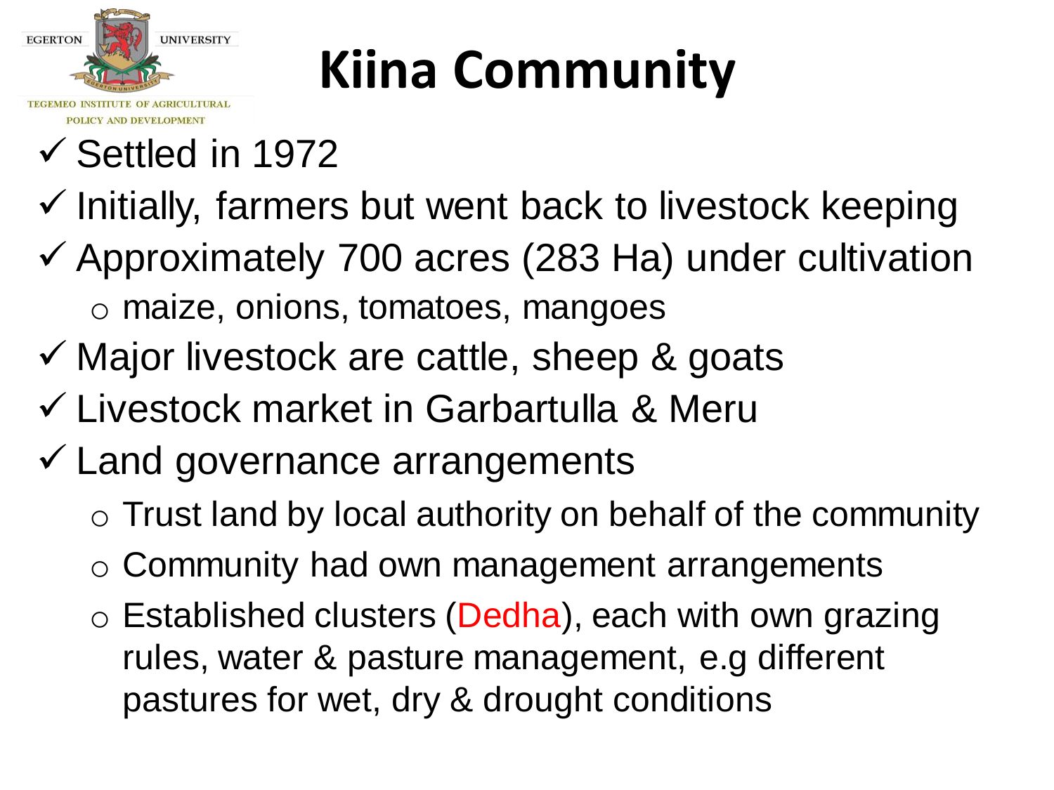# Kiina Community

- ✓ Settled in 1972
- ✓ Initially, farmers but went back to livestock keeping
- ✓ Approximately 700 acres (283 Ha) under cultivation
  - o maize, onions, tomatoes, mangoes
- ✓ Major livestock are cattle, sheep & goats
- ✓ Livestock market in Garbartulla & Meru
- ✓ Land governance arrangements
  - o Trust land by local authority on behalf of the community
  - o Community had own management arrangements
  - o Established clusters (Dedha), each with own grazing rules, water & pasture management, e.g different pastures for wet, dry & drought conditions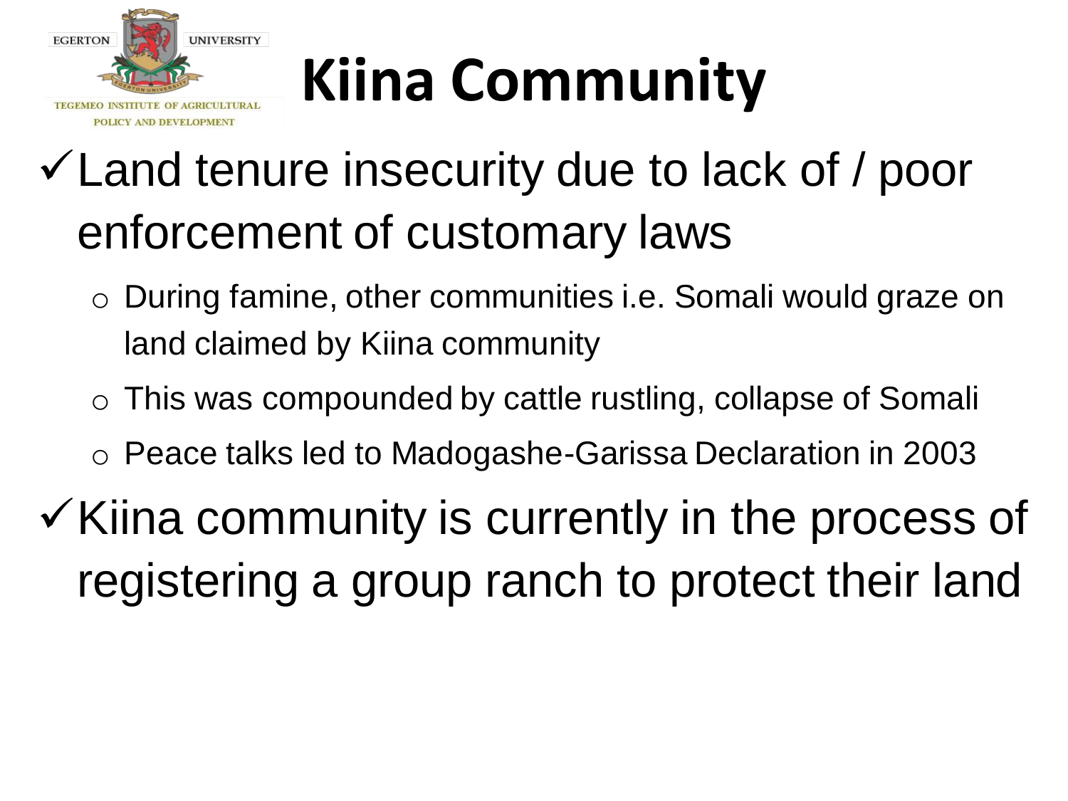# Kiina Community

- ✓ Land tenure insecurity due to lack of / poor enforcement of customary laws
  - During famine, other communities i.e. Somali would graze on land claimed by Kiina community
  - This was compounded by cattle rustling, collapse of Somali
  - Peace talks led to Madogashe-Garissa Declaration in 2003
- ✓ Kiina community is currently in the process of registering a group ranch to protect their land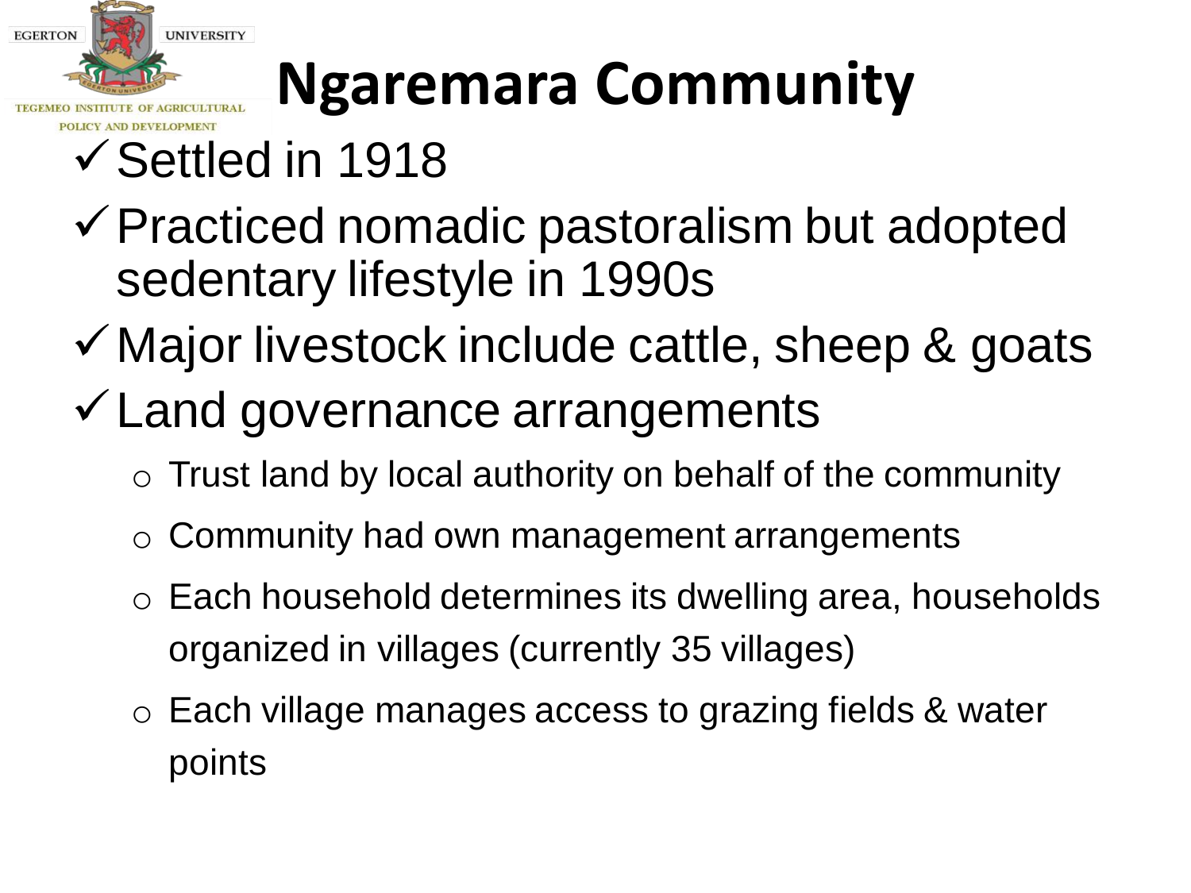# Ngaremara Community

- Settled in 1918
- Practiced nomadic pastoralism but adopted sedentary lifestyle in 1990s
- Major livestock include cattle, sheep & goats
- Land governance arrangements
  - Trust land by local authority on behalf of the community
  - Community had own management arrangements
  - Each household determines its dwelling area, households organized in villages (currently 35 villages)
  - Each village manages access to grazing fields & water points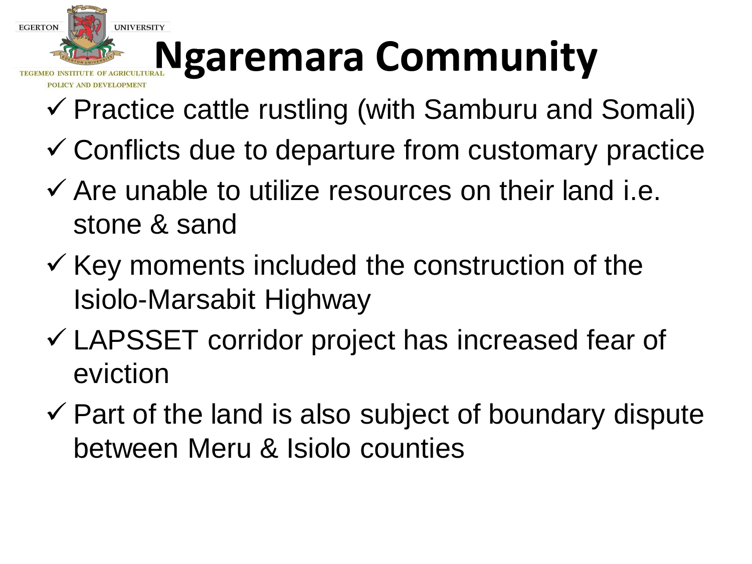# Ngaremara Community

- ✓ Practice cattle rustling (with Samburu and Somali)
- ✓ Conflicts due to departure from customary practice
- ✓ Are unable to utilize resources on their land i.e. stone & sand
- ✓ Key moments included the construction of the Isiolo-Marsabit Highway
- ✓ LAPSSET corridor project has increased fear of eviction
- ✓ Part of the land is also subject of boundary dispute between Meru & Isiolo counties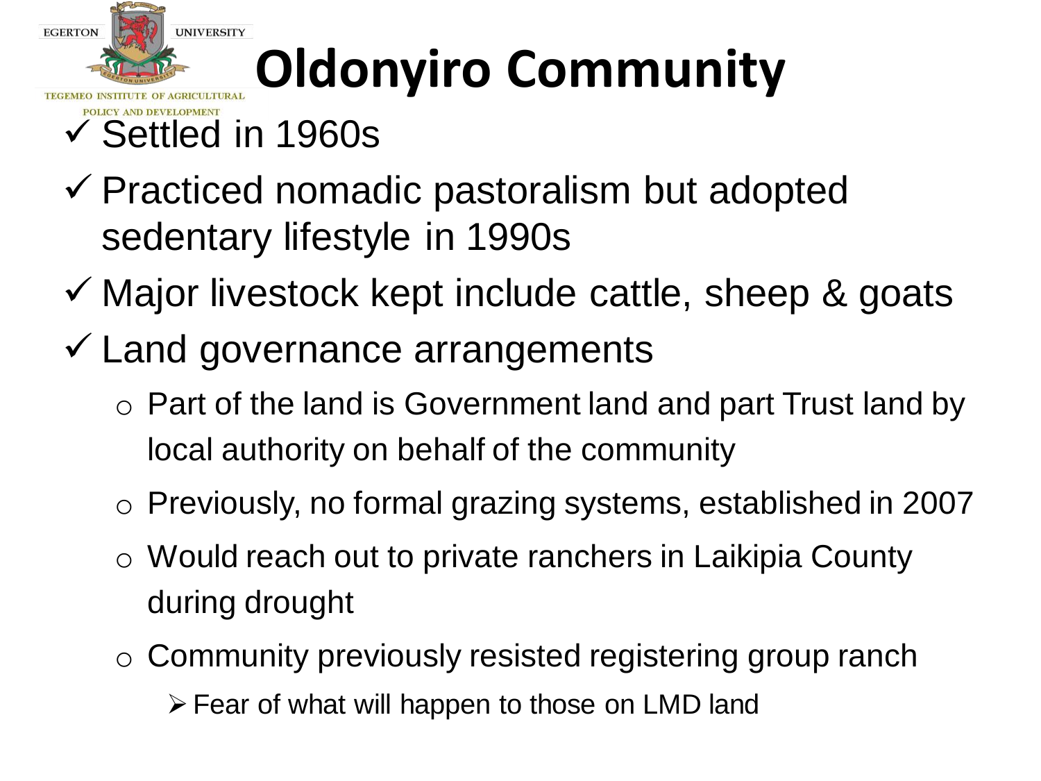# Oldonyiro Community

- ✓ Settled in 1960s
- ✓ Practiced nomadic pastoralism but adopted sedentary lifestyle in 1990s
- ✓ Major livestock kept include cattle, sheep & goats
- ✓ Land governance arrangements
  - Part of the land is Government land and part Trust land by local authority on behalf of the community
  - Previously, no formal grazing systems, established in 2007
  - Would reach out to private ranchers in Laikipia County during drought
  - Community previously resisted registering group ranch
    - Fear of what will happen to those on LMD land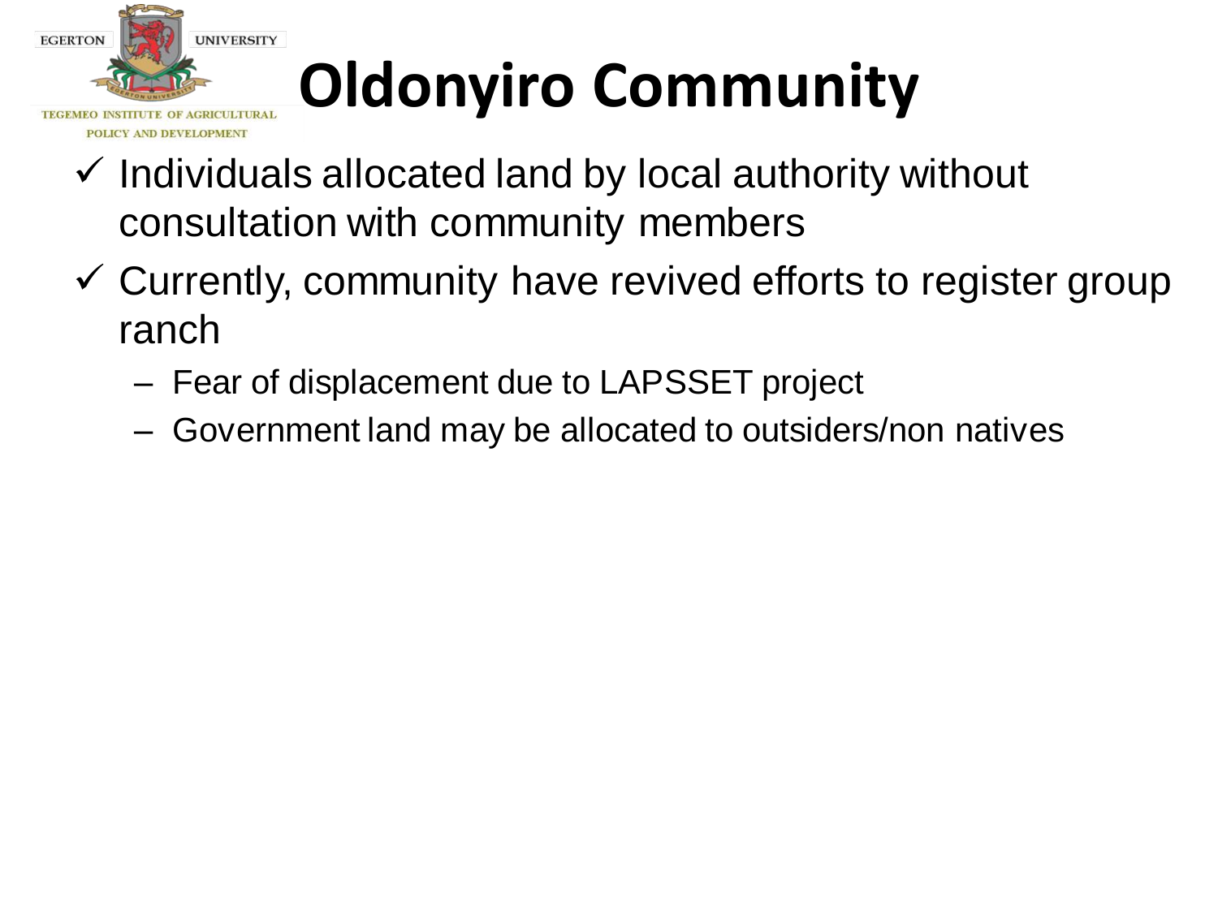# Oldonyiro Community

- ✓ Individuals allocated land by local authority without consultation with community members
- ✓ Currently, community have revived efforts to register group ranch
  - Fear of displacement due to LAPSSET project
  - Government land may be allocated to outsiders/non natives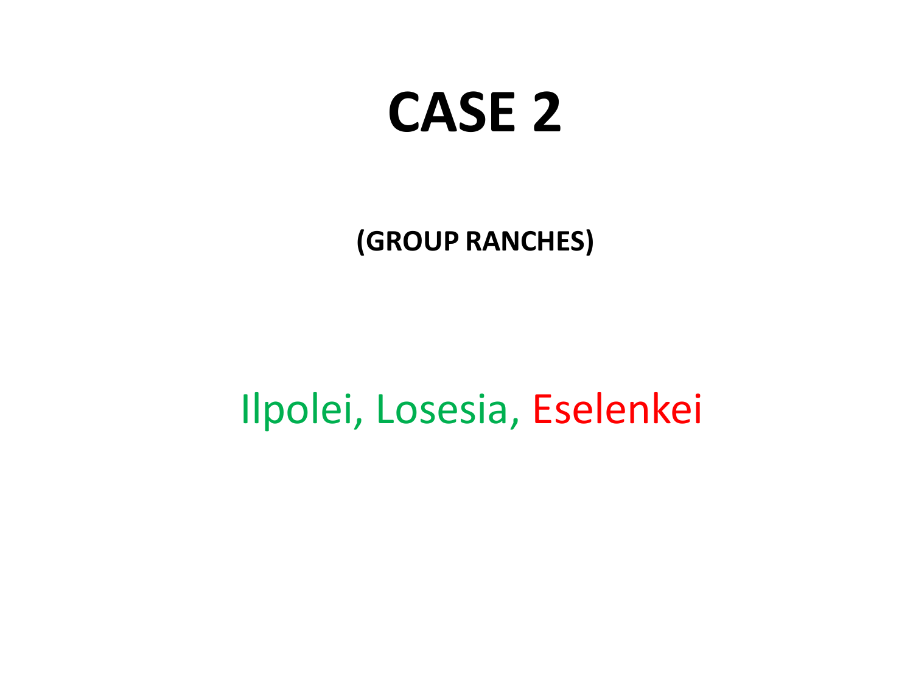# CASE 2

**(GROUP RANCHES)**

Ilpolei, Losesia, Eselenkei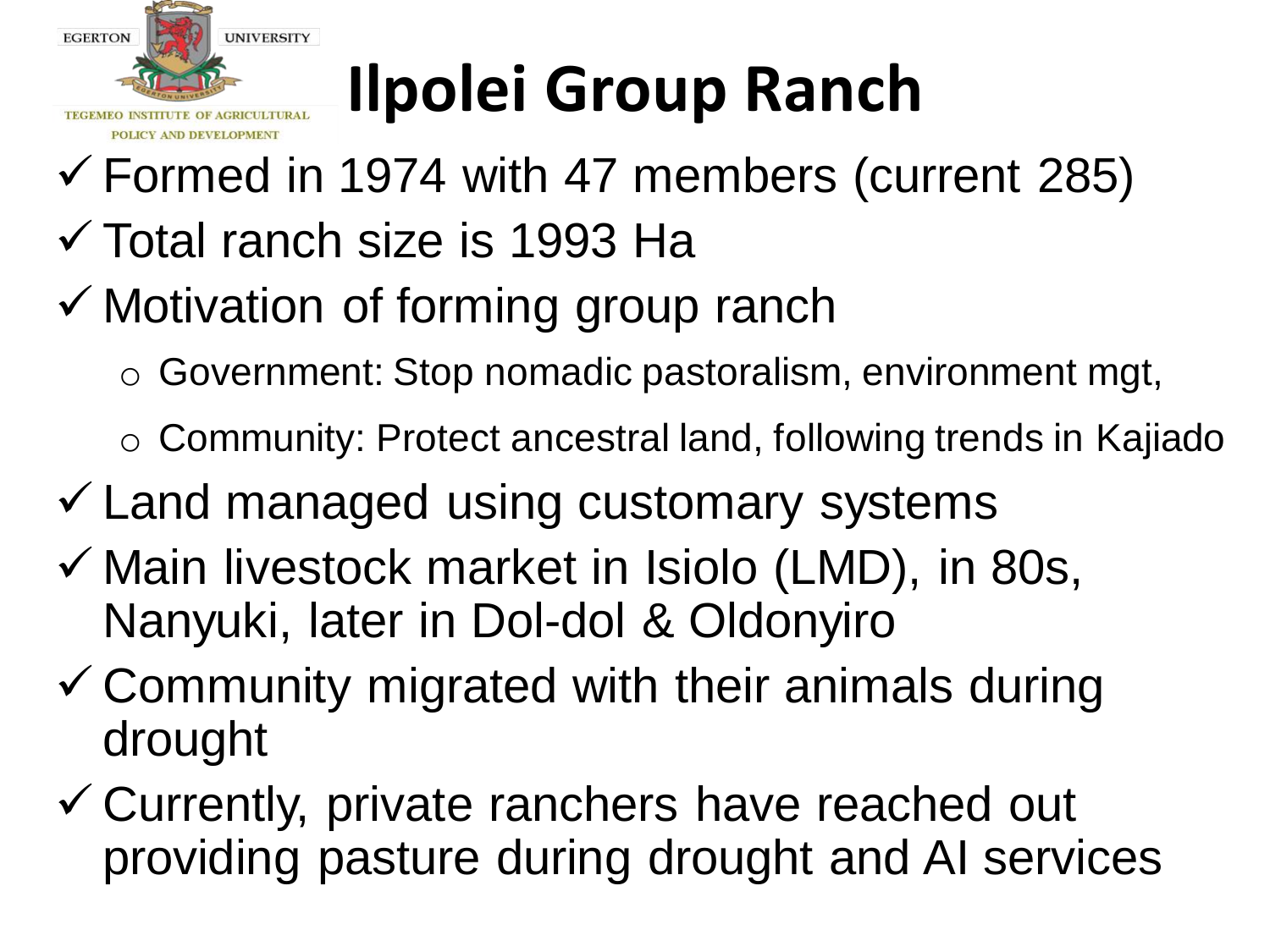# Ilpolei Group Ranch

- ✓ Formed in 1974 with 47 members (current 285)
- ✓ Total ranch size is 1993 Ha
- ✓ Motivation of forming group ranch
  - Government: Stop nomadic pastoralism, environment mgt,
  - Community: Protect ancestral land, following trends in Kajiado
- ✓ Land managed using customary systems
- ✓ Main livestock market in Isiolo (LMD), in 80s, Nanyuki, later in Dol-dol & Oldonyiro
- ✓ Community migrated with their animals during drought
- ✓ Currently, private ranchers have reached out providing pasture during drought and AI services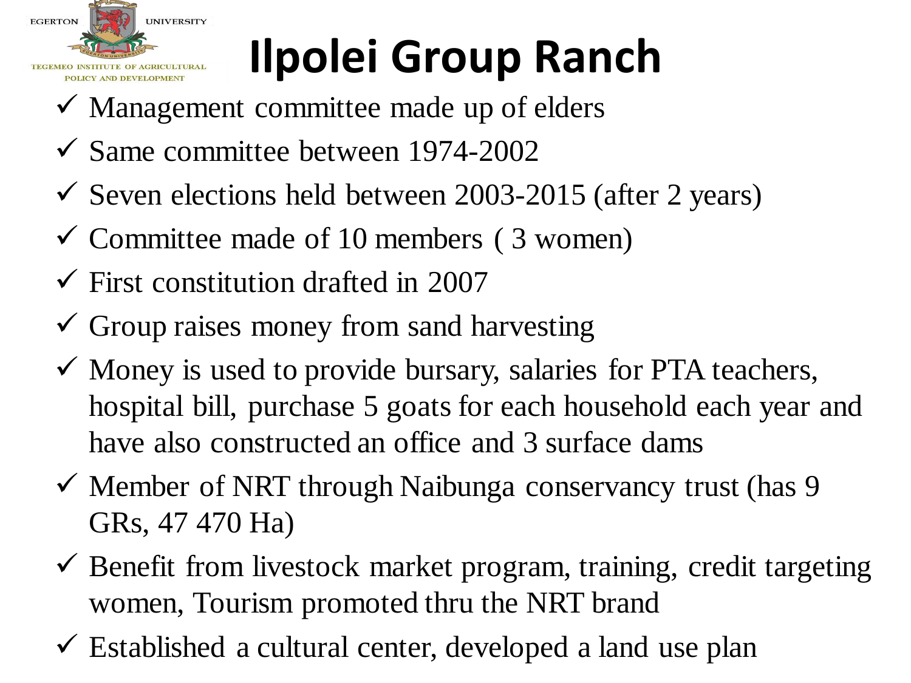# Ilpolei Group Ranch

- ✓ Management committee made up of elders
- ✓ Same committee between 1974-2002
- ✓ Seven elections held between 2003-2015 (after 2 years)
- ✓ Committee made of 10 members ( 3 women)
- ✓ First constitution drafted in 2007
- ✓ Group raises money from sand harvesting
- ✓ Money is used to provide bursary, salaries for PTA teachers, hospital bill, purchase 5 goats for each household each year and have also constructed an office and 3 surface dams
- ✓ Member of NRT through Naibunga conservancy trust (has 9 GRs, 47 470 Ha)
- ✓ Benefit from livestock market program, training, credit targeting women, Tourism promoted thru the NRT brand
- ✓ Established a cultural center, developed a land use plan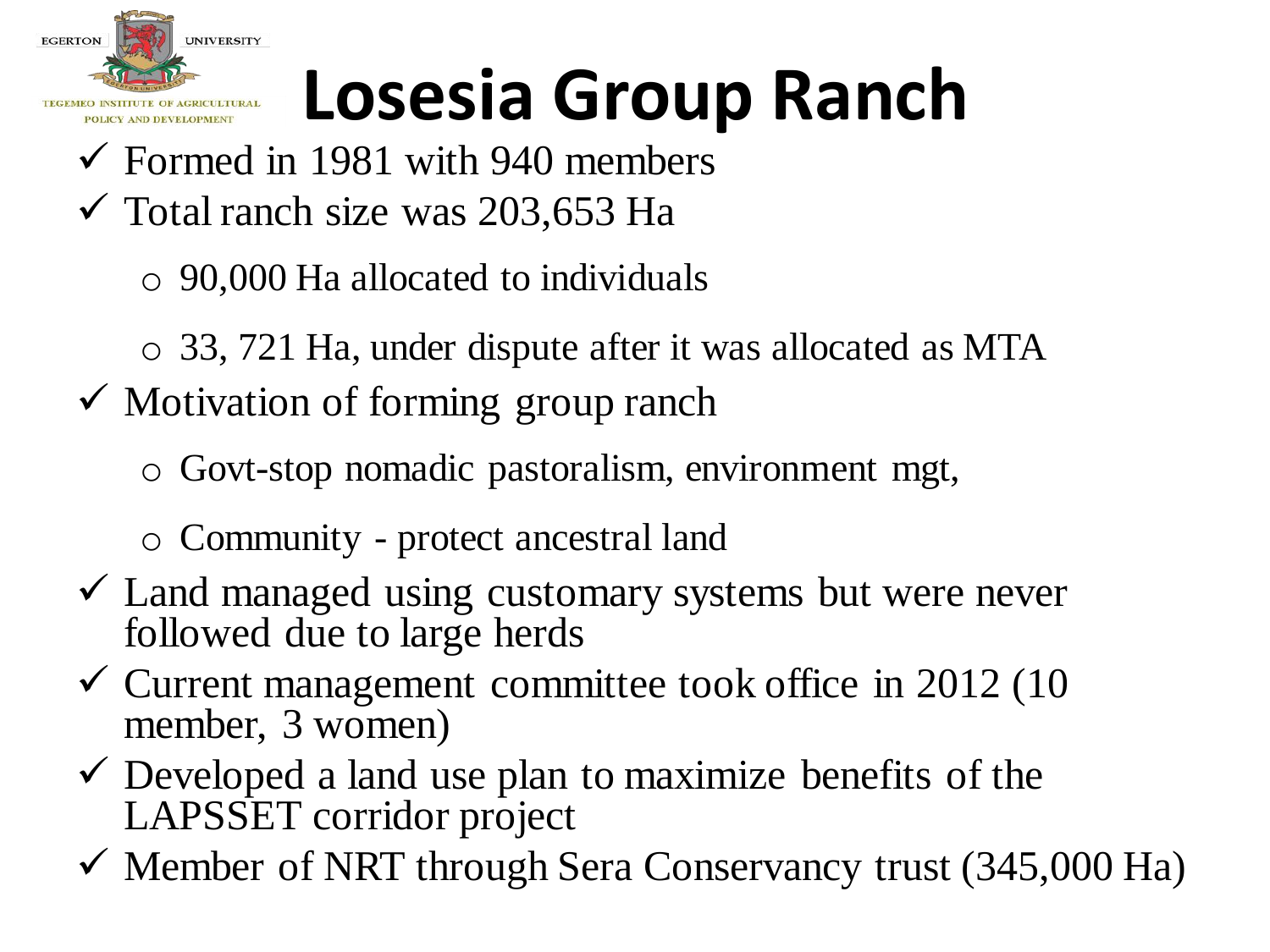# Losesia Group Ranch

- ✓ Formed in 1981 with 940 members
- ✓ Total ranch size was 203,653 Ha
  - o 90,000 Ha allocated to individuals
  - o 33, 721 Ha, under dispute after it was allocated as MTA
- ✓ Motivation of forming group ranch
  - o Govt-stop nomadic pastoralism, environment mgt,
  - o Community - protect ancestral land
- ✓ Land managed using customary systems but were never followed due to large herds
- ✓ Current management committee took office in 2012 (10 member, 3 women)
- ✓ Developed a land use plan to maximize benefits of the LAPSSET corridor project
- ✓ Member of NRT through Sera Conservancy trust (345,000 Ha)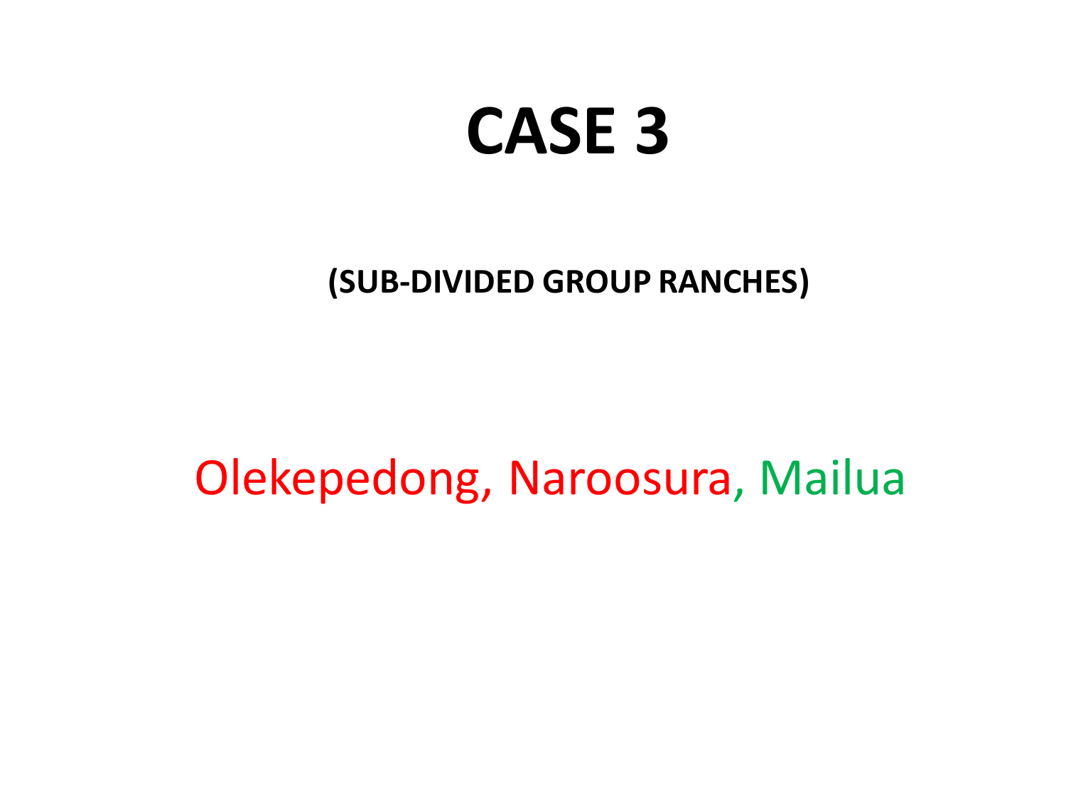# CASE 3

**(SUB-DIVIDED GROUP RANCHES)**

Olekepedong, Naroosura, Mailua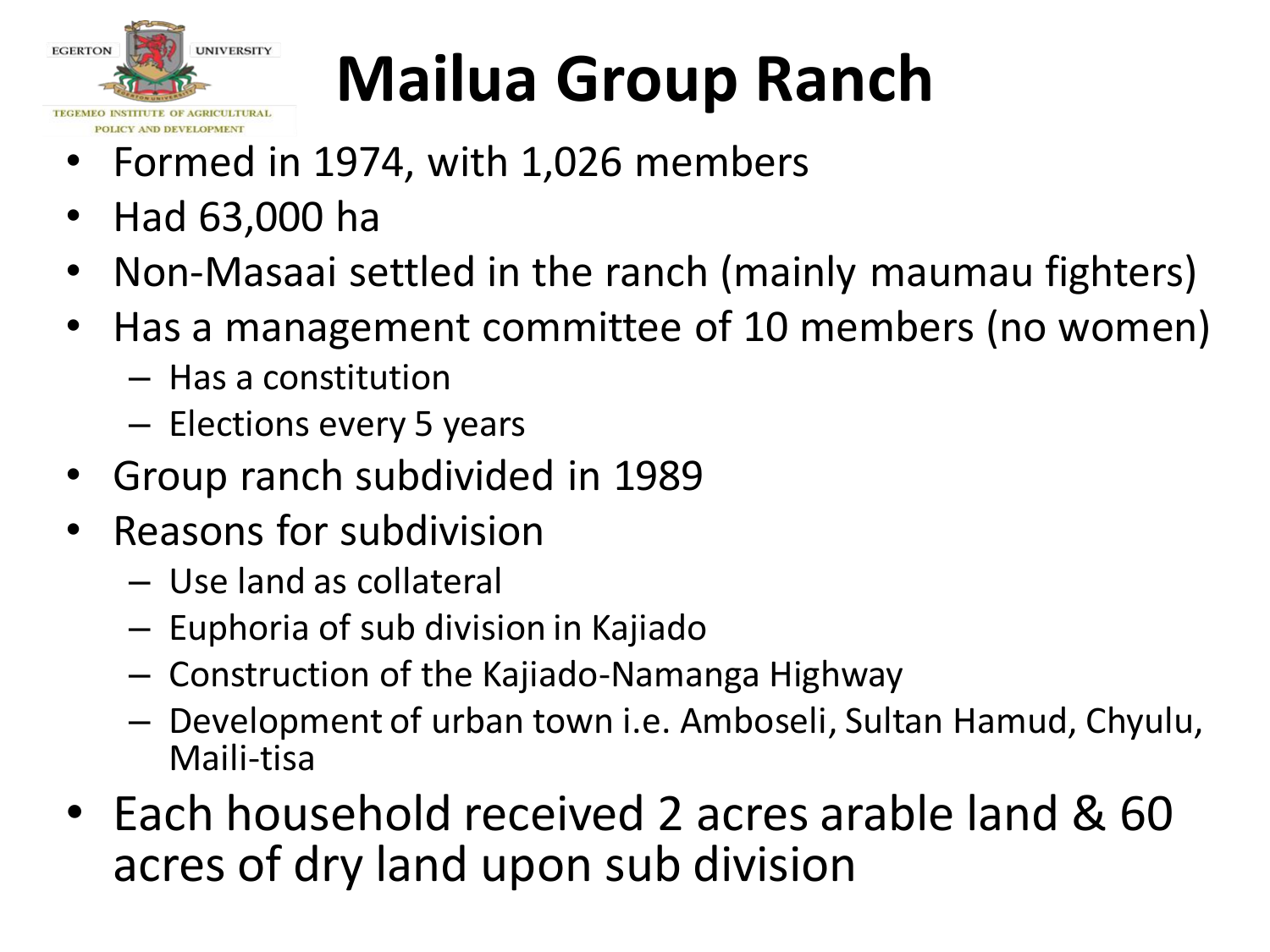# Mailua Group Ranch

- Formed in 1974, with 1,026 members
- Had 63,000 ha
- Non-Masaai settled in the ranch (mainly maumau fighters)
- Has a management committee of 10 members (no women)
  - Has a constitution
  - Elections every 5 years
- Group ranch subdivided in 1989
- Reasons for subdivision
  - Use land as collateral
  - Euphoria of sub division in Kajiado
  - Construction of the Kajiado-Namanga Highway
  - Development of urban town i.e. Amboseli, Sultan Hamud, Chyulu, Maili-tisa
- Each household received 2 acres arable land & 60 acres of dry land upon sub division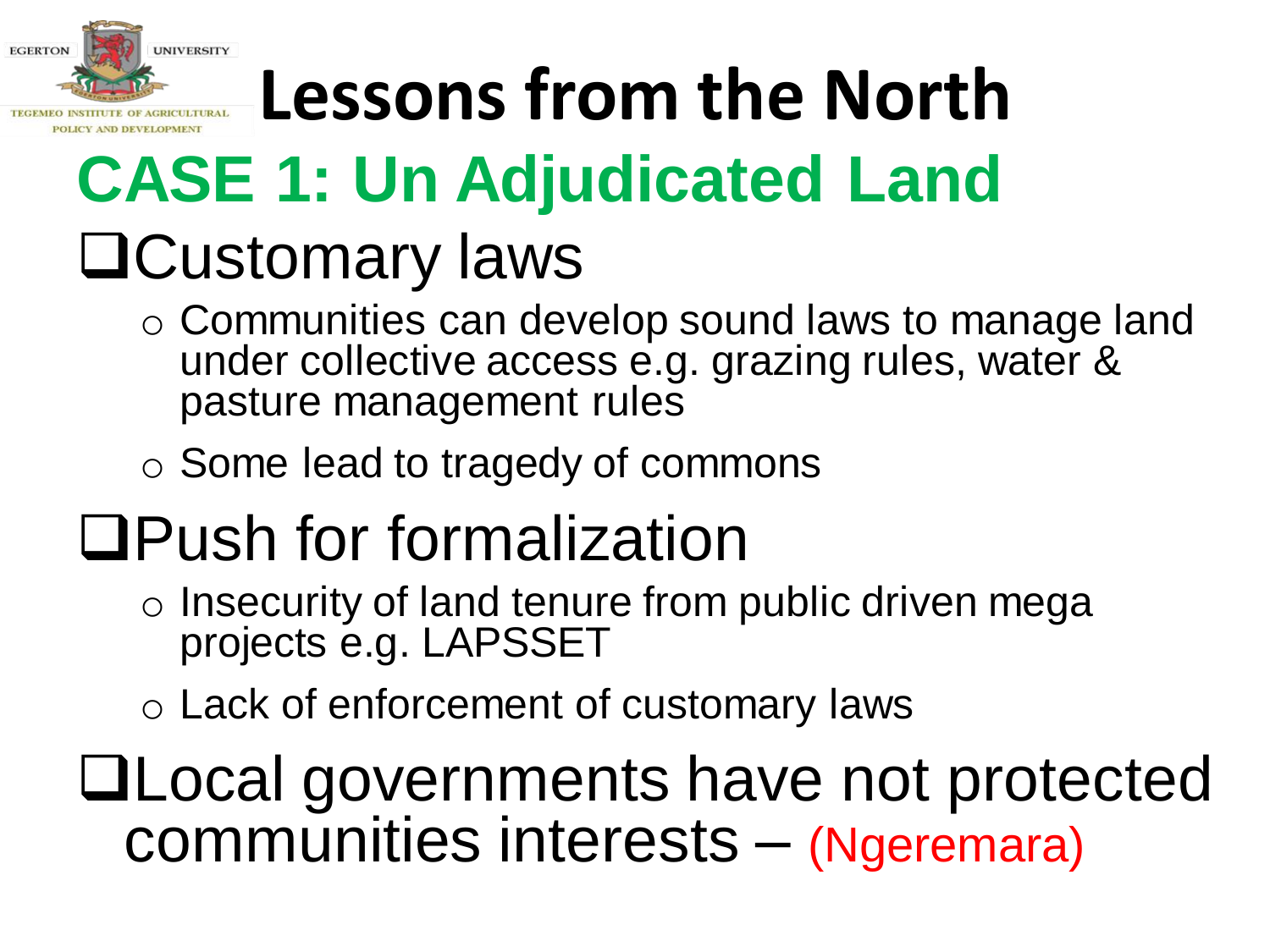# Lessons from the North

## CASE 1: Un Adjudicated Land

- Customary laws
  - Communities can develop sound laws to manage land under collective access e.g. grazing rules, water & pasture management rules
  - Some lead to tragedy of commons
- Push for formalization
  - Insecurity of land tenure from public driven mega projects e.g. LAPSSET
  - Lack of enforcement of customary laws
- Local governments have not protected communities interests – (Ngeremara)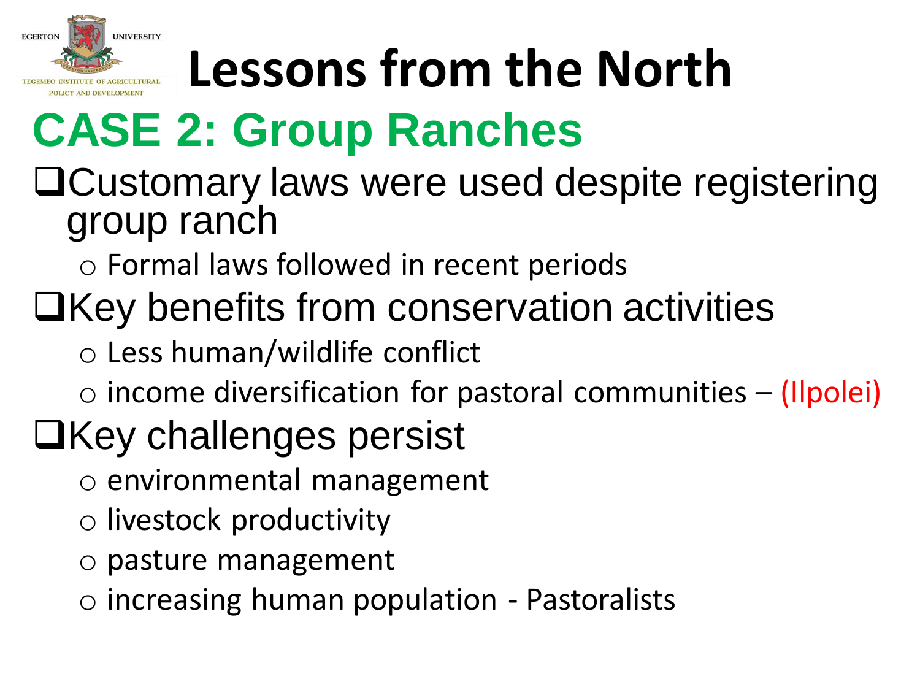# Lessons from the North

## CASE 2: Group Ranches

- Customary laws were used despite registering group ranch
  - Formal laws followed in recent periods
- Key benefits from conservation activities
  - Less human/wildlife conflict
  - income diversification for pastoral communities – (Ilpolei)
- Key challenges persist
  - environmental management
  - livestock productivity
  - pasture management
  - increasing human population - Pastoralists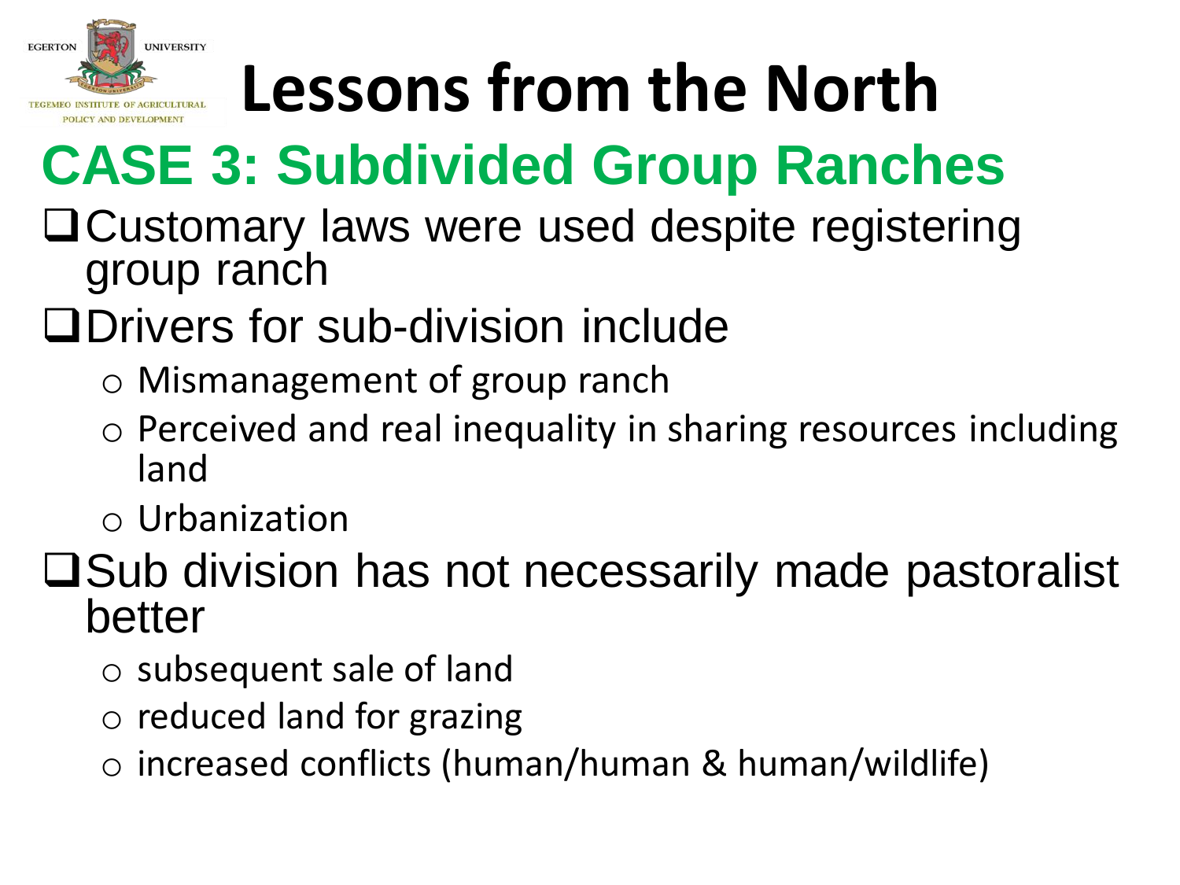# Lessons from the North

## CASE 3: Subdivided Group Ranches

- Customary laws were used despite registering group ranch
- Drivers for sub-division include
  - Mismanagement of group ranch
  - Perceived and real inequality in sharing resources including land
  - Urbanization
- Sub division has not necessarily made pastoralist better
  - subsequent sale of land
  - reduced land for grazing
  - increased conflicts (human/human & human/wildlife)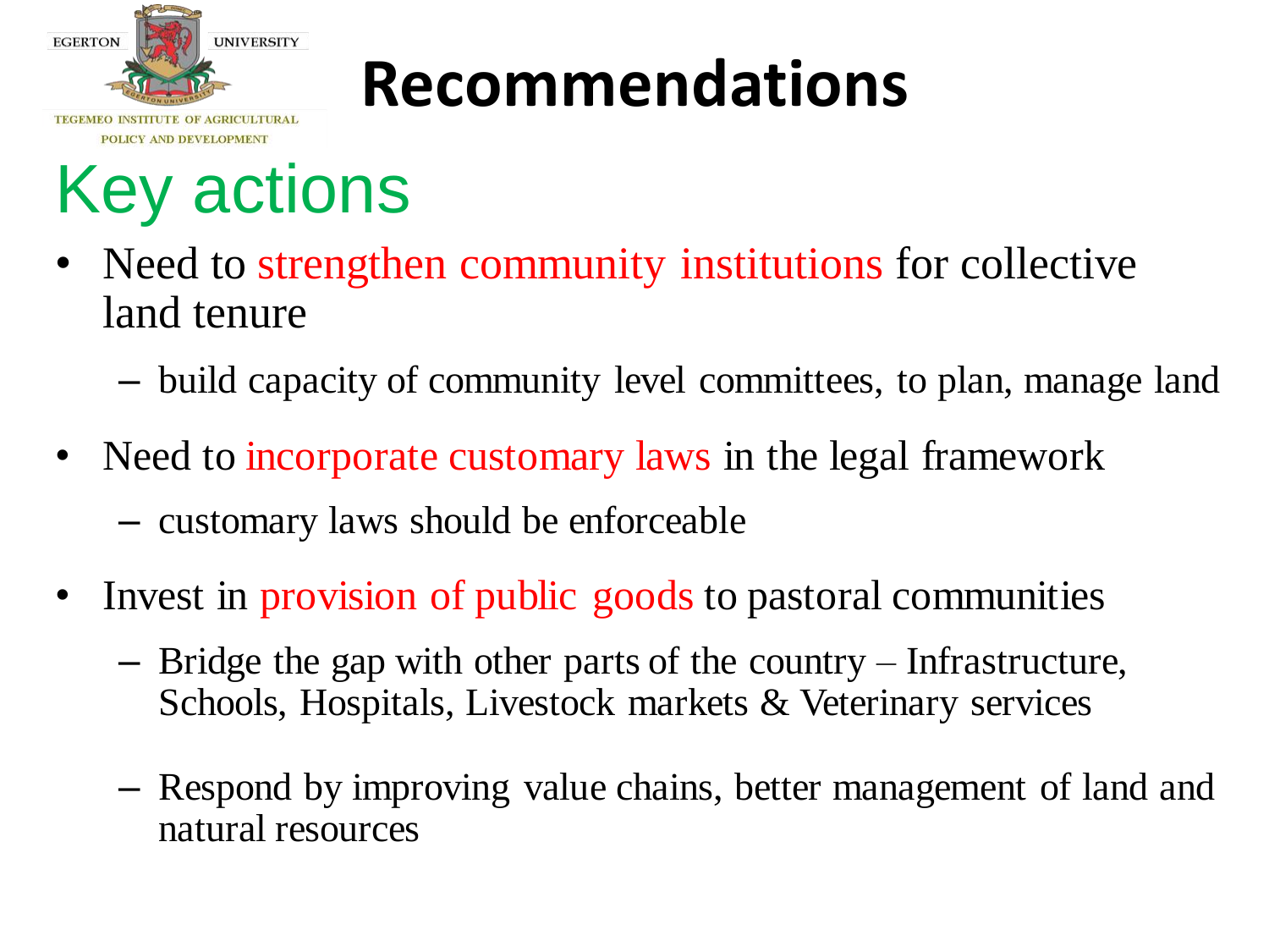# Recommendations

## Key actions

- Need to strengthen community institutions for collective land tenure
  - build capacity of community level committees, to plan, manage land
- Need to incorporate customary laws in the legal framework
  - customary laws should be enforceable
- Invest in provision of public goods to pastoral communities
  - Bridge the gap with other parts of the country – Infrastructure, Schools, Hospitals, Livestock markets & Veterinary services
  - Respond by improving value chains, better management of land and natural resources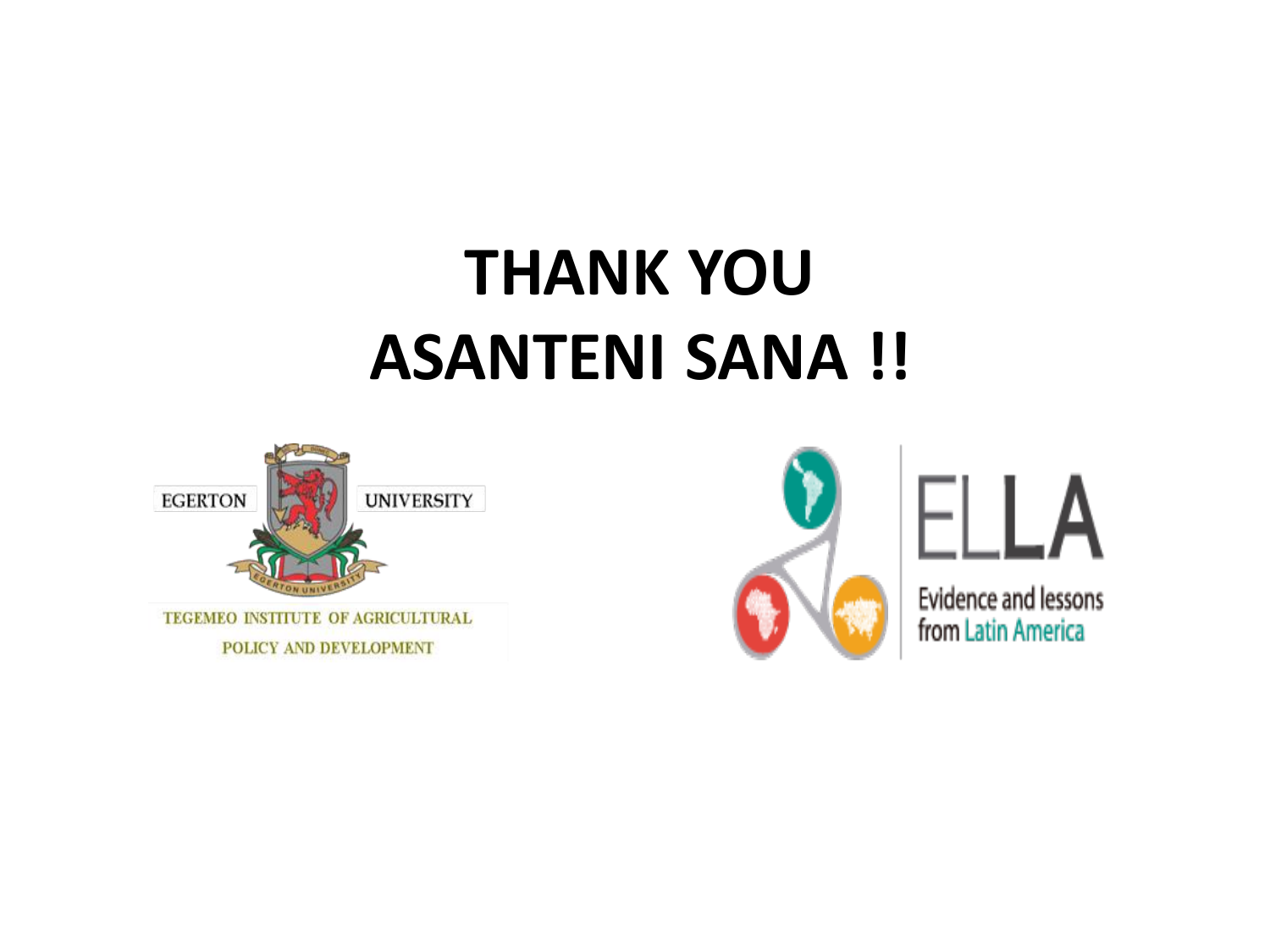# THANK YOU
# ASANTENI SANA !!

EGERTON UNIVERSITY

TEGEMEO INSTITUTE OF AGRICULTURAL POLICY AND DEVELOPMENT

ELLA

Evidence and lessons from Latin America